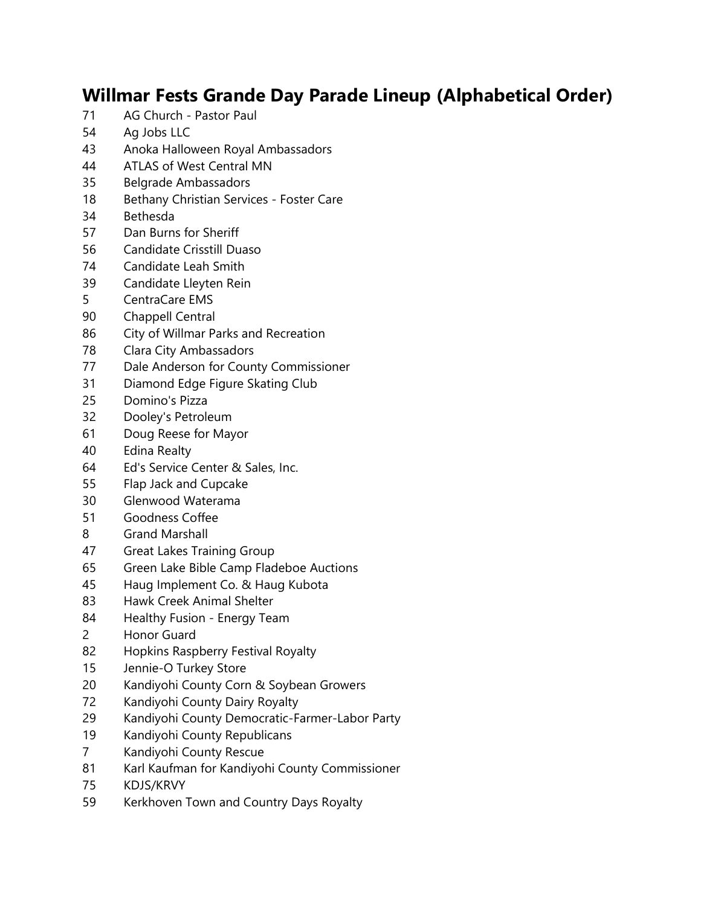# Willmar Fests Grande Day Parade Lineup (Alphabetical Order)

| | |
|---|---|
| 71 | AG Church - Pastor Paul |
| 54 | Ag Jobs LLC |
| 43 | Anoka Halloween Royal Ambassadors |
| 44 | ATLAS of West Central MN |
| 35 | Belgrade Ambassadors |
| 18 | Bethany Christian Services - Foster Care |
| 34 | Bethesda |
| 57 | Dan Burns for Sheriff |
| 56 | Candidate Crisstill Duaso |
| 74 | Candidate Leah Smith |
| 39 | Candidate Lleyten Rein |
| 5 | CentraCare EMS |
| 90 | Chappell Central |
| 86 | City of Willmar Parks and Recreation |
| 78 | Clara City Ambassadors |
| 77 | Dale Anderson for County Commissioner |
| 31 | Diamond Edge Figure Skating Club |
| 25 | Domino's Pizza |
| 32 | Dooley's Petroleum |
| 61 | Doug Reese for Mayor |
| 40 | Edina Realty |
| 64 | Ed's Service Center & Sales, Inc. |
| 55 | Flap Jack and Cupcake |
| 30 | Glenwood Waterama |
| 51 | Goodness Coffee |
| 8 | Grand Marshall |
| 47 | Great Lakes Training Group |
| 65 | Green Lake Bible Camp Fladeboe Auctions |
| 45 | Haug Implement Co. & Haug Kubota |
| 83 | Hawk Creek Animal Shelter |
| 84 | Healthy Fusion - Energy Team |
| 2 | Honor Guard |
| 82 | Hopkins Raspberry Festival Royalty |
| 15 | Jennie-O Turkey Store |
| 20 | Kandiyohi County Corn & Soybean Growers |
| 72 | Kandiyohi County Dairy Royalty |
| 29 | Kandiyohi County Democratic-Farmer-Labor Party |
| 19 | Kandiyohi County Republicans |
| 7 | Kandiyohi County Rescue |
| 81 | Karl Kaufman for Kandiyohi County Commissioner |
| 75 | KDJS/KRVY |
| 59 | Kerkhoven Town and Country Days Royalty |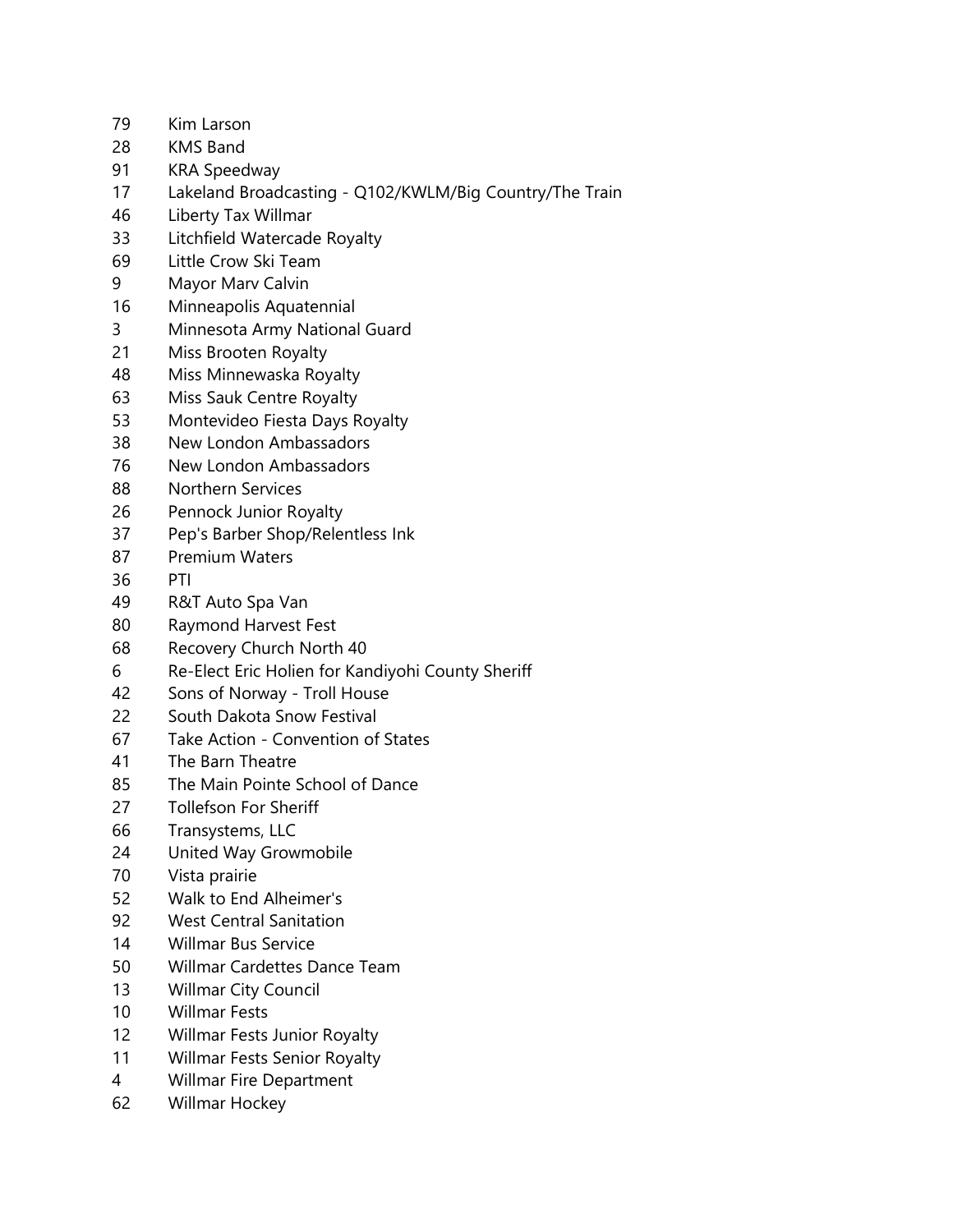| | |
|---|---|
| 79 | Kim Larson |
| 28 | KMS Band |
| 91 | KRA Speedway |
| 17 | Lakeland Broadcasting - Q102/KWLM/Big Country/The Train |
| 46 | Liberty Tax Willmar |
| 33 | Litchfield Watercade Royalty |
| 69 | Little Crow Ski Team |
| 9 | Mayor Marv Calvin |
| 16 | Minneapolis Aquatennial |
| 3 | Minnesota Army National Guard |
| 21 | Miss Brooten Royalty |
| 48 | Miss Minnewaska Royalty |
| 63 | Miss Sauk Centre Royalty |
| 53 | Montevideo Fiesta Days Royalty |
| 38 | New London Ambassadors |
| 76 | New London Ambassadors |
| 88 | Northern Services |
| 26 | Pennock Junior Royalty |
| 37 | Pep's Barber Shop/Relentless Ink |
| 87 | Premium Waters |
| 36 | PTI |
| 49 | R&T Auto Spa Van |
| 80 | Raymond Harvest Fest |
| 68 | Recovery Church North 40 |
| 6 | Re-Elect Eric Holien for Kandiyohi County Sheriff |
| 42 | Sons of Norway - Troll House |
| 22 | South Dakota Snow Festival |
| 67 | Take Action - Convention of States |
| 41 | The Barn Theatre |
| 85 | The Main Pointe School of Dance |
| 27 | Tollefson For Sheriff |
| 66 | Transystems, LLC |
| 24 | United Way Growmobile |
| 70 | Vista prairie |
| 52 | Walk to End Alheimer's |
| 92 | West Central Sanitation |
| 14 | Willmar Bus Service |
| 50 | Willmar Cardettes Dance Team |
| 13 | Willmar City Council |
| 10 | Willmar Fests |
| 12 | Willmar Fests Junior Royalty |
| 11 | Willmar Fests Senior Royalty |
| 4 | Willmar Fire Department |
| 62 | Willmar Hockey |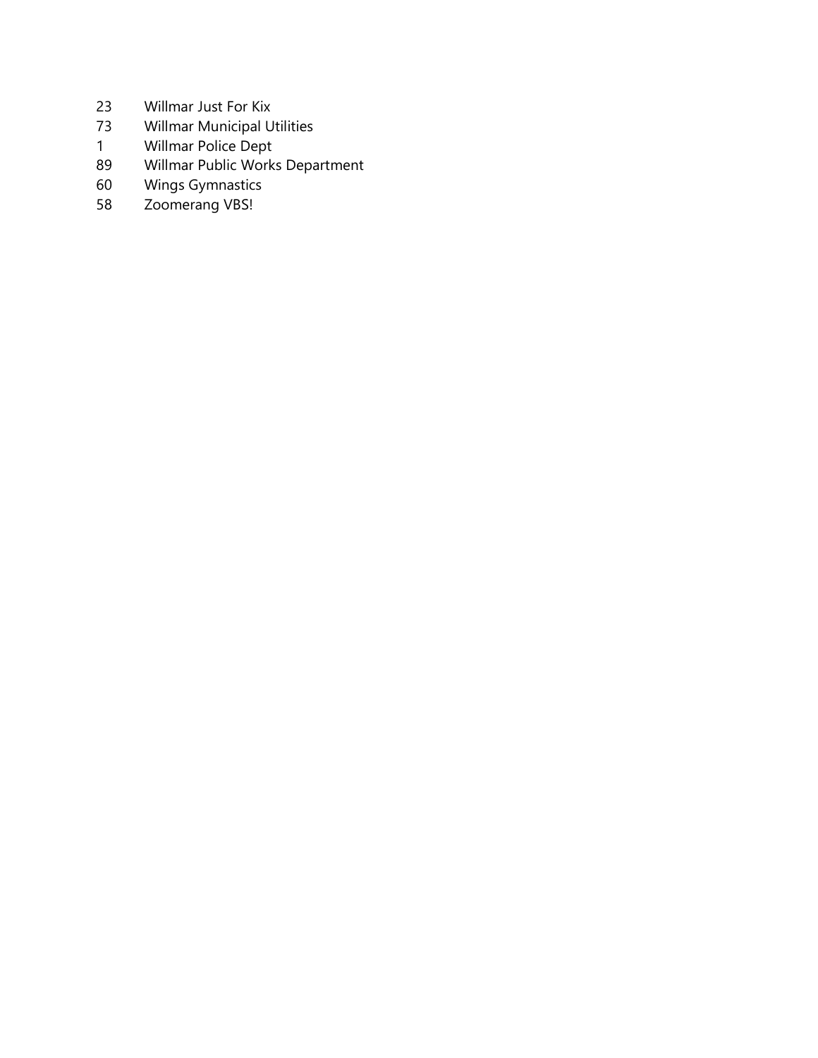| | |
|---|---|
| 23 | Willmar Just For Kix |
| 73 | Willmar Municipal Utilities |
| 1 | Willmar Police Dept |
| 89 | Willmar Public Works Department |
| 60 | Wings Gymnastics |
| 58 | Zoomerang VBS! |